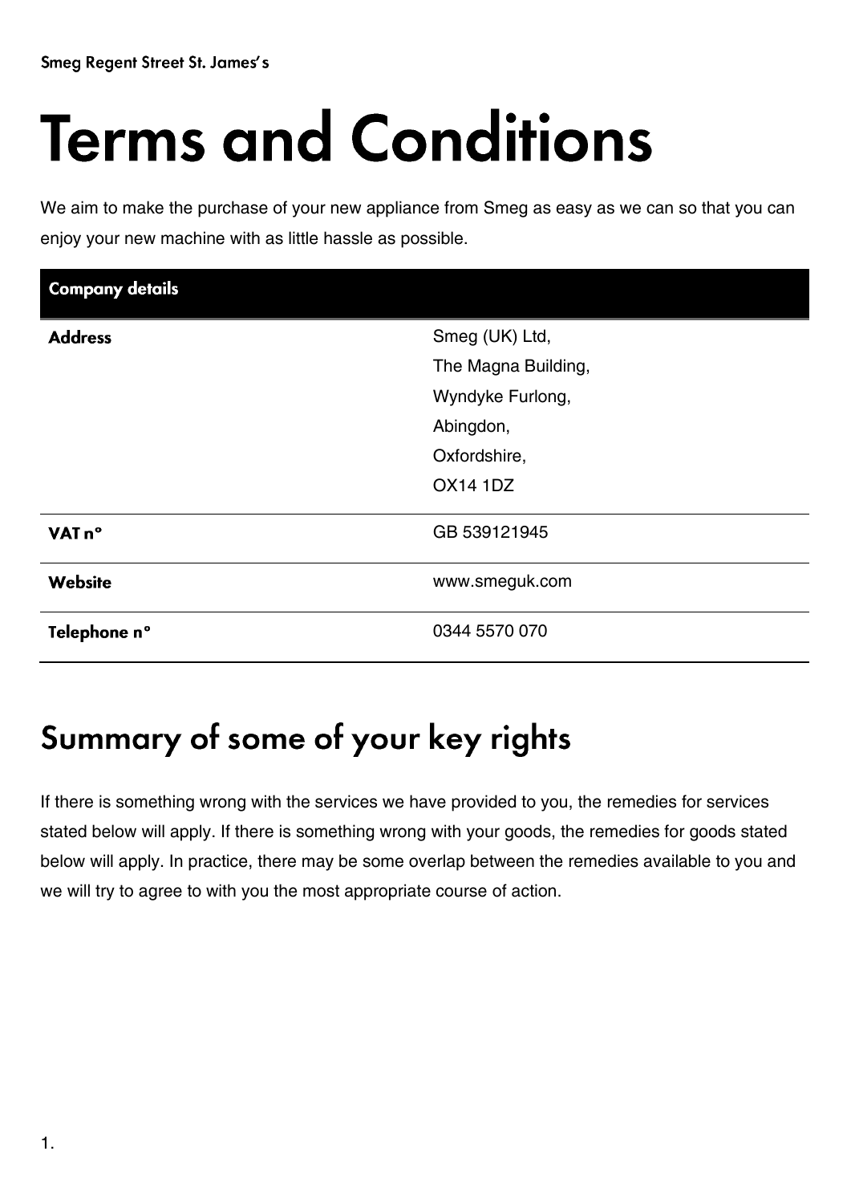Smeg Regent Street St. James's

# Terms and Conditions

We aim to make the purchase of your new appliance from Smeg as easy as we can so that you can enjoy your new machine with as little hassle as possible.

| Company details | |
|---|---|
| **Address** | Smeg (UK) Ltd,<br>The Magna Building,<br>Wyndyke Furlong,<br>Abingdon,<br>Oxfordshire,<br>OX14 1DZ |
| **VAT n°** | GB 539121945 |
| **Website** | www.smeguk.com |
| **Telephone n°** | 0344 5570 070 |

## Summary of some of your key rights

If there is something wrong with the services we have provided to you, the remedies for services stated below will apply. If there is something wrong with your goods, the remedies for goods stated below will apply. In practice, there may be some overlap between the remedies available to you and we will try to agree to with you the most appropriate course of action.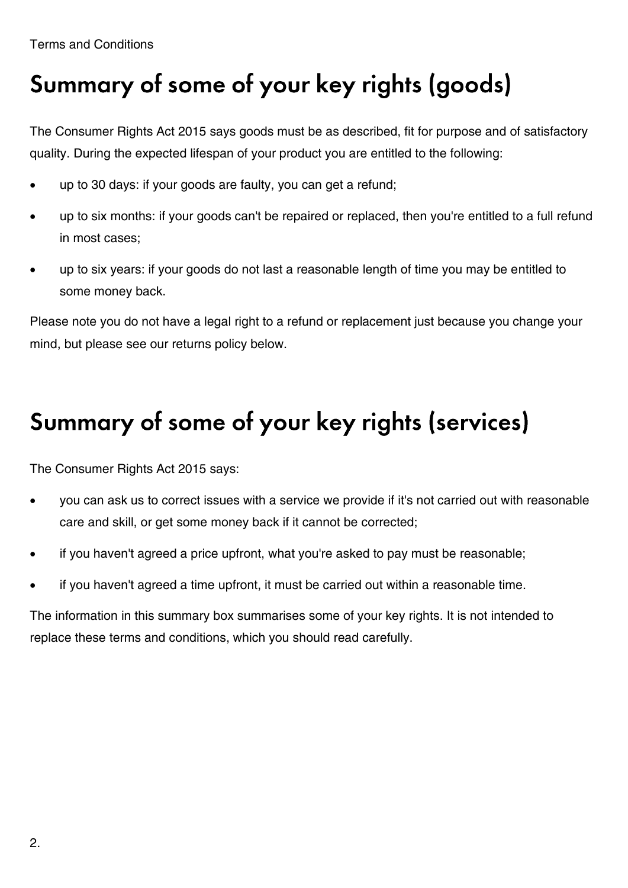# Summary of some of your key rights (goods)

The Consumer Rights Act 2015 says goods must be as described, fit for purpose and of satisfactory quality. During the expected lifespan of your product you are entitled to the following:

- up to 30 days: if your goods are faulty, you can get a refund;
- up to six months: if your goods can't be repaired or replaced, then you're entitled to a full refund in most cases;
- up to six years: if your goods do not last a reasonable length of time you may be entitled to some money back.

Please note you do not have a legal right to a refund or replacement just because you change your mind, but please see our returns policy below.

# Summary of some of your key rights (services)

The Consumer Rights Act 2015 says:

- you can ask us to correct issues with a service we provide if it's not carried out with reasonable care and skill, or get some money back if it cannot be corrected;
- if you haven't agreed a price upfront, what you're asked to pay must be reasonable;
- if you haven't agreed a time upfront, it must be carried out within a reasonable time.

The information in this summary box summarises some of your key rights. It is not intended to replace these terms and conditions, which you should read carefully.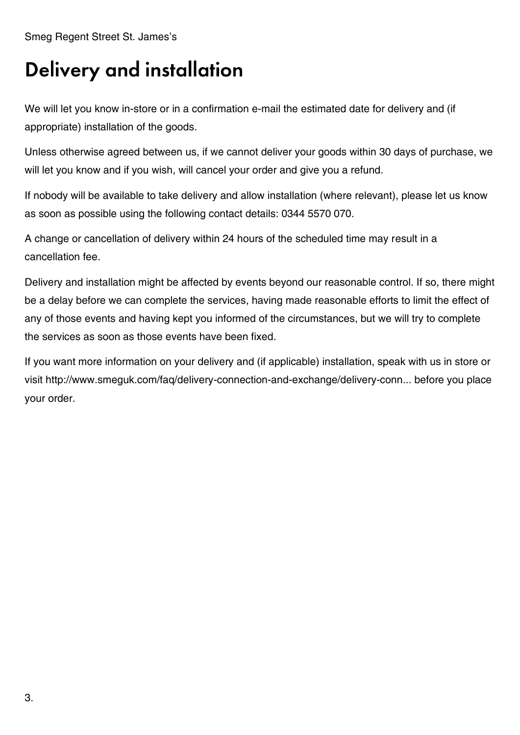# Delivery and installation

We will let you know in-store or in a confirmation e-mail the estimated date for delivery and (if appropriate) installation of the goods.

Unless otherwise agreed between us, if we cannot deliver your goods within 30 days of purchase, we will let you know and if you wish, will cancel your order and give you a refund.

If nobody will be available to take delivery and allow installation (where relevant), please let us know as soon as possible using the following contact details: 0344 5570 070.

A change or cancellation of delivery within 24 hours of the scheduled time may result in a cancellation fee.

Delivery and installation might be affected by events beyond our reasonable control. If so, there might be a delay before we can complete the services, having made reasonable efforts to limit the effect of any of those events and having kept you informed of the circumstances, but we will try to complete the services as soon as those events have been fixed.

If you want more information on your delivery and (if applicable) installation, speak with us in store or visit http://www.smeguk.com/faq/delivery-connection-and-exchange/delivery-conn... before you place your order.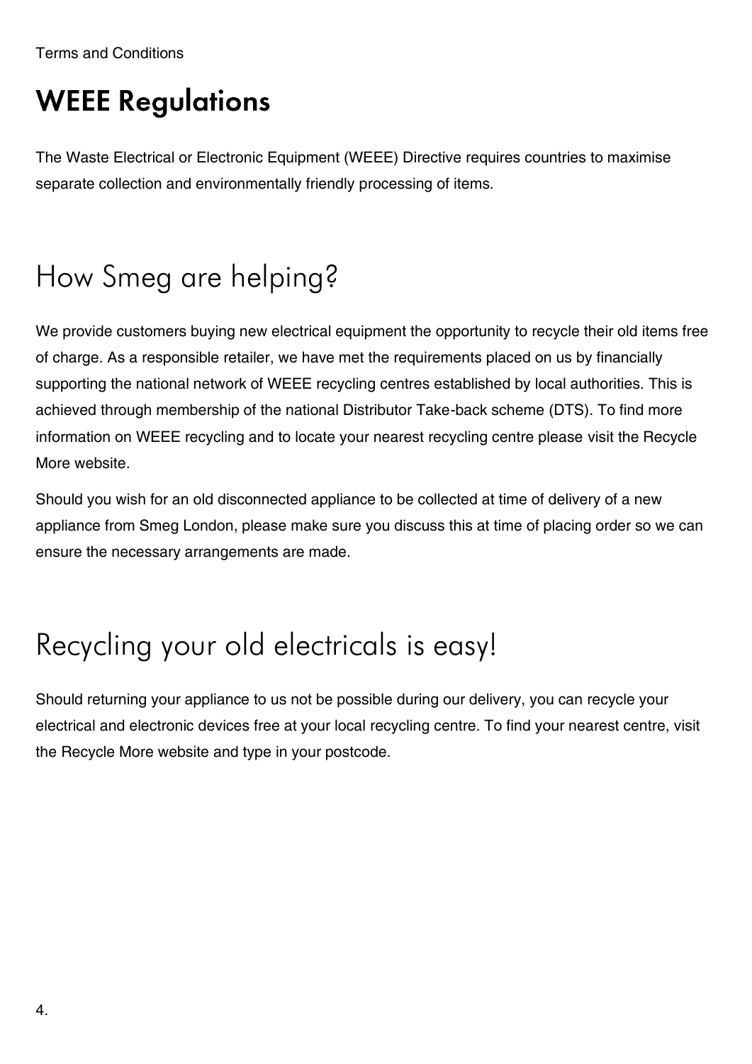# WEEE Regulations

The Waste Electrical or Electronic Equipment (WEEE) Directive requires countries to maximise separate collection and environmentally friendly processing of items.

## How Smeg are helping?

We provide customers buying new electrical equipment the opportunity to recycle their old items free of charge. As a responsible retailer, we have met the requirements placed on us by financially supporting the national network of WEEE recycling centres established by local authorities. This is achieved through membership of the national Distributor Take-back scheme (DTS). To find more information on WEEE recycling and to locate your nearest recycling centre please visit the Recycle More website.

Should you wish for an old disconnected appliance to be collected at time of delivery of a new appliance from Smeg London, please make sure you discuss this at time of placing order so we can ensure the necessary arrangements are made.

## Recycling your old electricals is easy!

Should returning your appliance to us not be possible during our delivery, you can recycle your electrical and electronic devices free at your local recycling centre. To find your nearest centre, visit the Recycle More website and type in your postcode.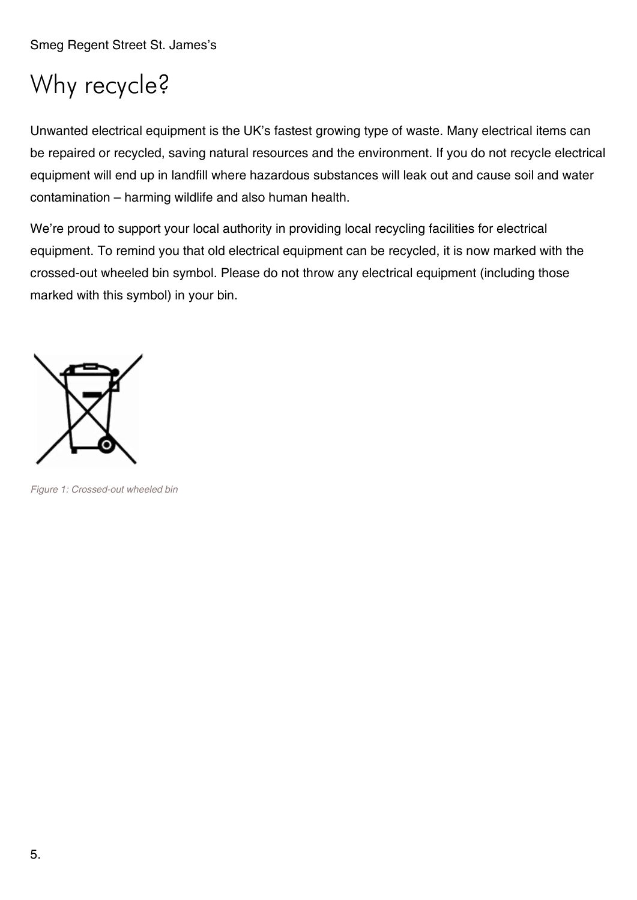# Why recycle?

Unwanted electrical equipment is the UK's fastest growing type of waste. Many electrical items can be repaired or recycled, saving natural resources and the environment. If you do not recycle electrical equipment will end up in landfill where hazardous substances will leak out and cause soil and water contamination – harming wildlife and also human health.

We're proud to support your local authority in providing local recycling facilities for electrical equipment. To remind you that old electrical equipment can be recycled, it is now marked with the crossed-out wheeled bin symbol. Please do not throw any electrical equipment (including those marked with this symbol) in your bin.

*Figure 1: Crossed-out wheeled bin*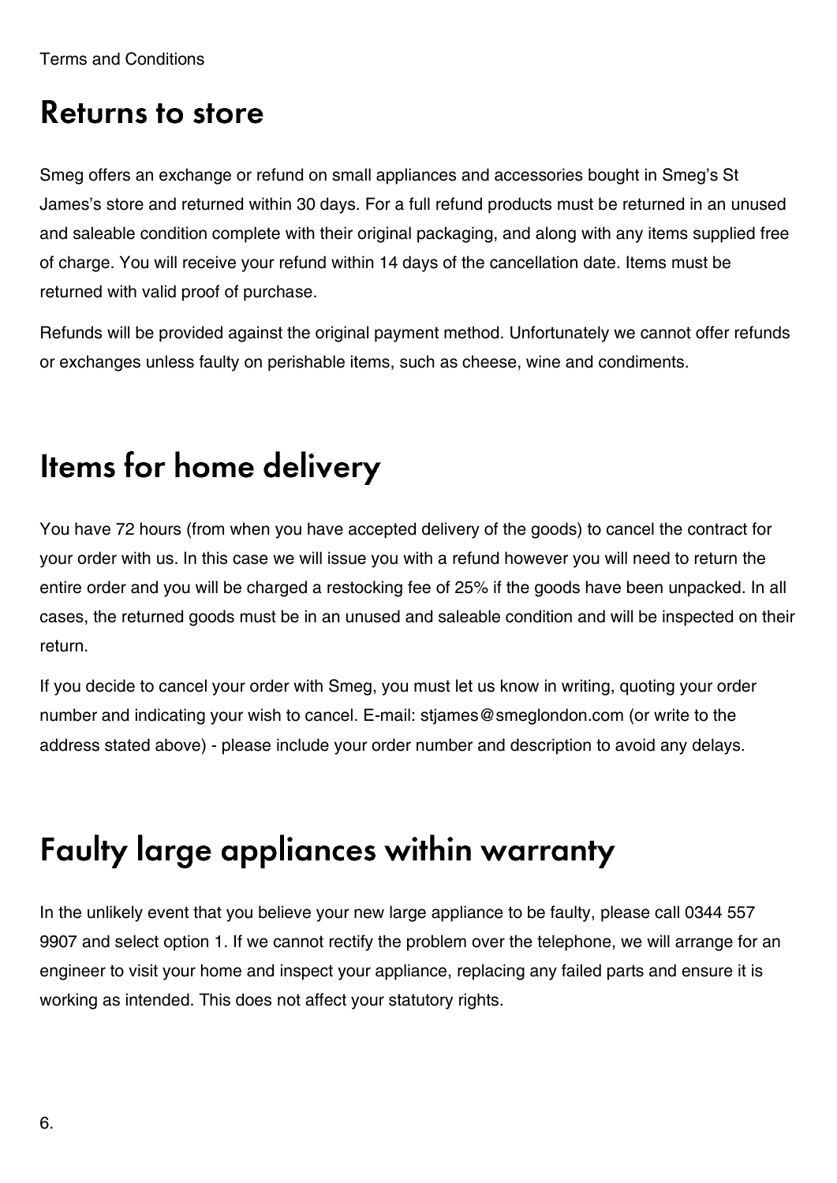## Returns to store

Smeg offers an exchange or refund on small appliances and accessories bought in Smeg's St James's store and returned within 30 days. For a full refund products must be returned in an unused and saleable condition complete with their original packaging, and along with any items supplied free of charge. You will receive your refund within 14 days of the cancellation date. Items must be returned with valid proof of purchase.

Refunds will be provided against the original payment method. Unfortunately we cannot offer refunds or exchanges unless faulty on perishable items, such as cheese, wine and condiments.

## Items for home delivery

You have 72 hours (from when you have accepted delivery of the goods) to cancel the contract for your order with us. In this case we will issue you with a refund however you will need to return the entire order and you will be charged a restocking fee of 25% if the goods have been unpacked. In all cases, the returned goods must be in an unused and saleable condition and will be inspected on their return.

If you decide to cancel your order with Smeg, you must let us know in writing, quoting your order number and indicating your wish to cancel. E-mail: stjames@smeglondon.com (or write to the address stated above) - please include your order number and description to avoid any delays.

## Faulty large appliances within warranty

In the unlikely event that you believe your new large appliance to be faulty, please call 0344 557 9907 and select option 1. If we cannot rectify the problem over the telephone, we will arrange for an engineer to visit your home and inspect your appliance, replacing any failed parts and ensure it is working as intended. This does not affect your statutory rights.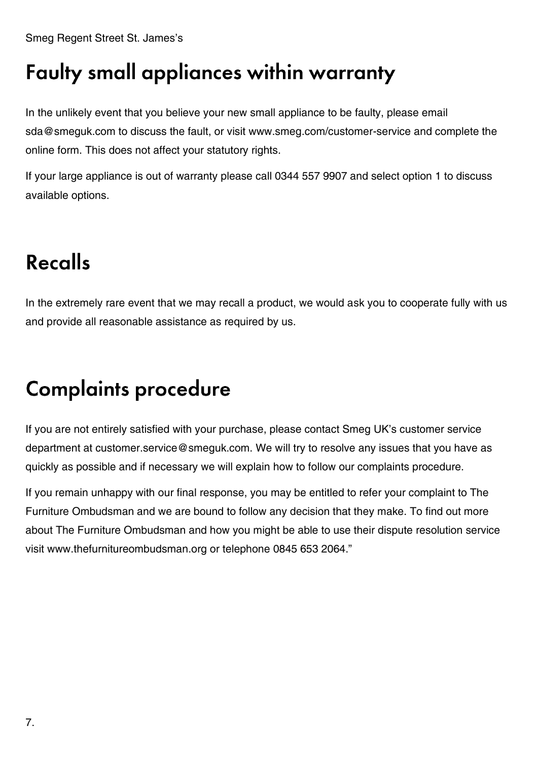## Faulty small appliances within warranty

In the unlikely event that you believe your new small appliance to be faulty, please email sda@smeguk.com to discuss the fault, or visit www.smeg.com/customer-service and complete the online form. This does not affect your statutory rights.

If your large appliance is out of warranty please call 0344 557 9907 and select option 1 to discuss available options.

## Recalls

In the extremely rare event that we may recall a product, we would ask you to cooperate fully with us and provide all reasonable assistance as required by us.

## Complaints procedure

If you are not entirely satisfied with your purchase, please contact Smeg UK's customer service department at customer.service@smeguk.com. We will try to resolve any issues that you have as quickly as possible and if necessary we will explain how to follow our complaints procedure.

If you remain unhappy with our final response, you may be entitled to refer your complaint to The Furniture Ombudsman and we are bound to follow any decision that they make. To find out more about The Furniture Ombudsman and how you might be able to use their dispute resolution service visit www.thefurnitureombudsman.org or telephone 0845 653 2064."